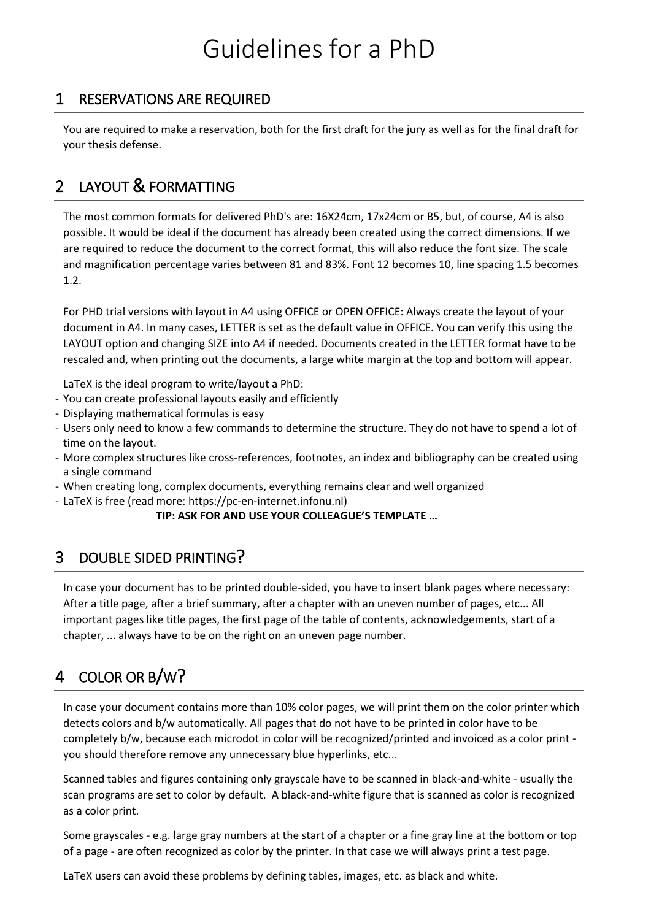# Guidelines for a PhD

## 1 RESERVATIONS ARE REQUIRED

You are required to make a reservation, both for the first draft for the jury as well as for the final draft for your thesis defense.

## 2 LAYOUT & FORMATTING

The most common formats for delivered PhD's are: 16X24cm, 17x24cm or B5, but, of course, A4 is also possible. It would be ideal if the document has already been created using the correct dimensions. If we are required to reduce the document to the correct format, this will also reduce the font size. The scale and magnification percentage varies between 81 and 83%. Font 12 becomes 10, line spacing 1.5 becomes 1.2.

For PHD trial versions with layout in A4 using OFFICE or OPEN OFFICE: Always create the layout of your document in A4. In many cases, LETTER is set as the default value in OFFICE. You can verify this using the LAYOUT option and changing SIZE into A4 if needed. Documents created in the LETTER format have to be rescaled and, when printing out the documents, a large white margin at the top and bottom will appear.

LaTeX is the ideal program to write/layout a PhD:

- You can create professional layouts easily and efficiently
- Displaying mathematical formulas is easy
- Users only need to know a few commands to determine the structure. They do not have to spend a lot of time on the layout.
- More complex structures like cross-references, footnotes, an index and bibliography can be created using a single command
- When creating long, complex documents, everything remains clear and well organized
- LaTeX is free (read more: https://pc-en-internet.infonu.nl)

**TIP: ASK FOR AND USE YOUR COLLEAGUE'S TEMPLATE …**

## 3 DOUBLE SIDED PRINTING?

In case your document has to be printed double-sided, you have to insert blank pages where necessary: After a title page, after a brief summary, after a chapter with an uneven number of pages, etc... All important pages like title pages, the first page of the table of contents, acknowledgements, start of a chapter, ... always have to be on the right on an uneven page number.

## 4 COLOR OR B/W?

In case your document contains more than 10% color pages, we will print them on the color printer which detects colors and b/w automatically. All pages that do not have to be printed in color have to be completely b/w, because each microdot in color will be recognized/printed and invoiced as a color print - you should therefore remove any unnecessary blue hyperlinks, etc...

Scanned tables and figures containing only grayscale have to be scanned in black-and-white - usually the scan programs are set to color by default. A black-and-white figure that is scanned as color is recognized as a color print.

Some grayscales - e.g. large gray numbers at the start of a chapter or a fine gray line at the bottom or top of a page - are often recognized as color by the printer. In that case we will always print a test page.

LaTeX users can avoid these problems by defining tables, images, etc. as black and white.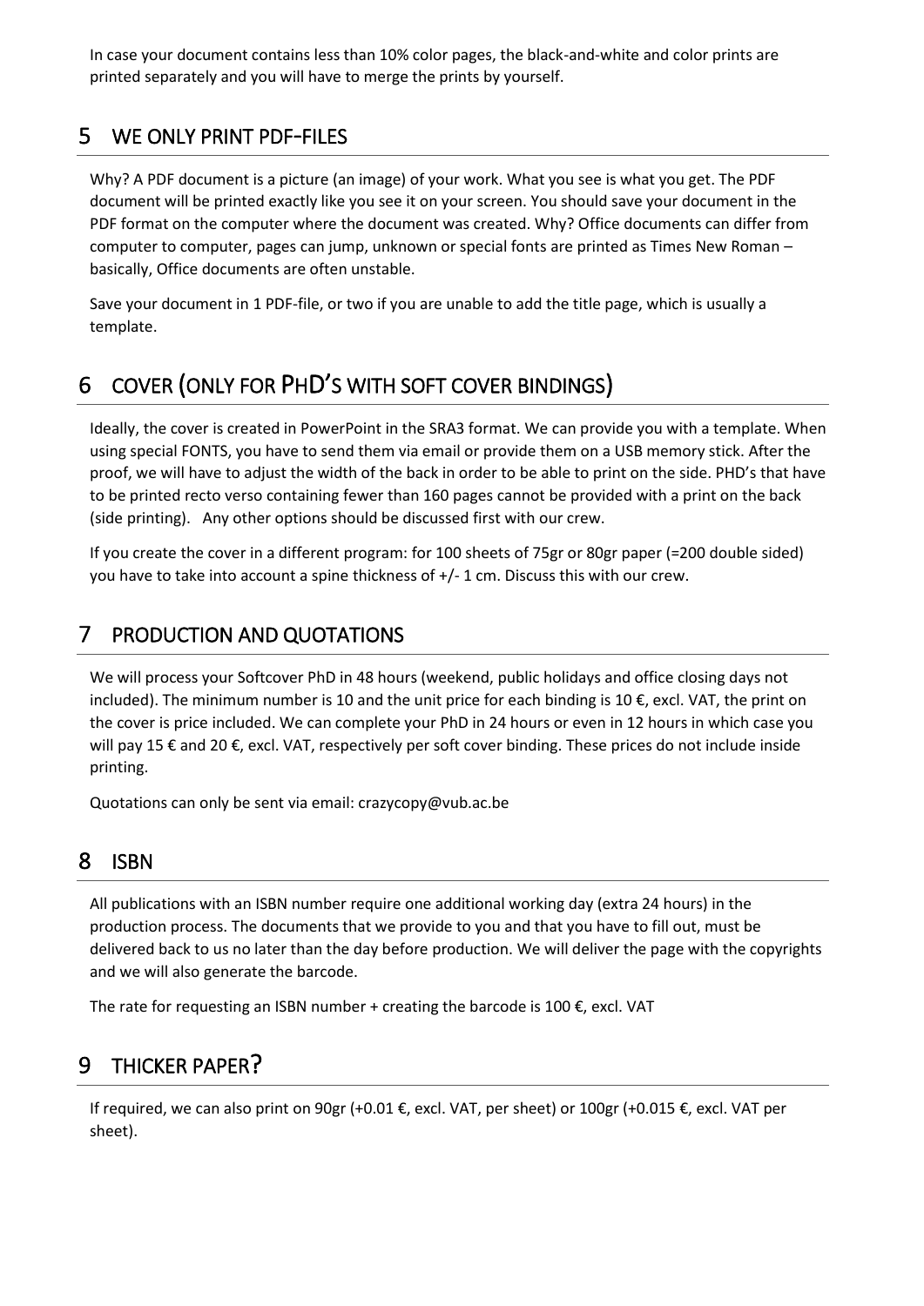In case your document contains less than 10% color pages, the black-and-white and color prints are printed separately and you will have to merge the prints by yourself.

## 5 WE ONLY PRINT PDF-FILES

Why? A PDF document is a picture (an image) of your work. What you see is what you get. The PDF document will be printed exactly like you see it on your screen. You should save your document in the PDF format on the computer where the document was created. Why? Office documents can differ from computer to computer, pages can jump, unknown or special fonts are printed as Times New Roman – basically, Office documents are often unstable.

Save your document in 1 PDF-file, or two if you are unable to add the title page, which is usually a template.

## 6 COVER (ONLY FOR PHD'S WITH SOFT COVER BINDINGS)

Ideally, the cover is created in PowerPoint in the SRA3 format. We can provide you with a template. When using special FONTS, you have to send them via email or provide them on a USB memory stick. After the proof, we will have to adjust the width of the back in order to be able to print on the side. PHD's that have to be printed recto verso containing fewer than 160 pages cannot be provided with a print on the back (side printing). Any other options should be discussed first with our crew.

If you create the cover in a different program: for 100 sheets of 75gr or 80gr paper (=200 double sided) you have to take into account a spine thickness of +/- 1 cm. Discuss this with our crew.

## 7 PRODUCTION AND QUOTATIONS

We will process your Softcover PhD in 48 hours (weekend, public holidays and office closing days not included). The minimum number is 10 and the unit price for each binding is 10 €, excl. VAT, the print on the cover is price included. We can complete your PhD in 24 hours or even in 12 hours in which case you will pay 15 € and 20 €, excl. VAT, respectively per soft cover binding. These prices do not include inside printing.

Quotations can only be sent via email: crazycopy@vub.ac.be

## 8 ISBN

All publications with an ISBN number require one additional working day (extra 24 hours) in the production process. The documents that we provide to you and that you have to fill out, must be delivered back to us no later than the day before production. We will deliver the page with the copyrights and we will also generate the barcode.

The rate for requesting an ISBN number + creating the barcode is 100 €, excl. VAT

## 9 THICKER PAPER?

If required, we can also print on 90gr (+0.01 €, excl. VAT, per sheet) or 100gr (+0.015 €, excl. VAT per sheet).